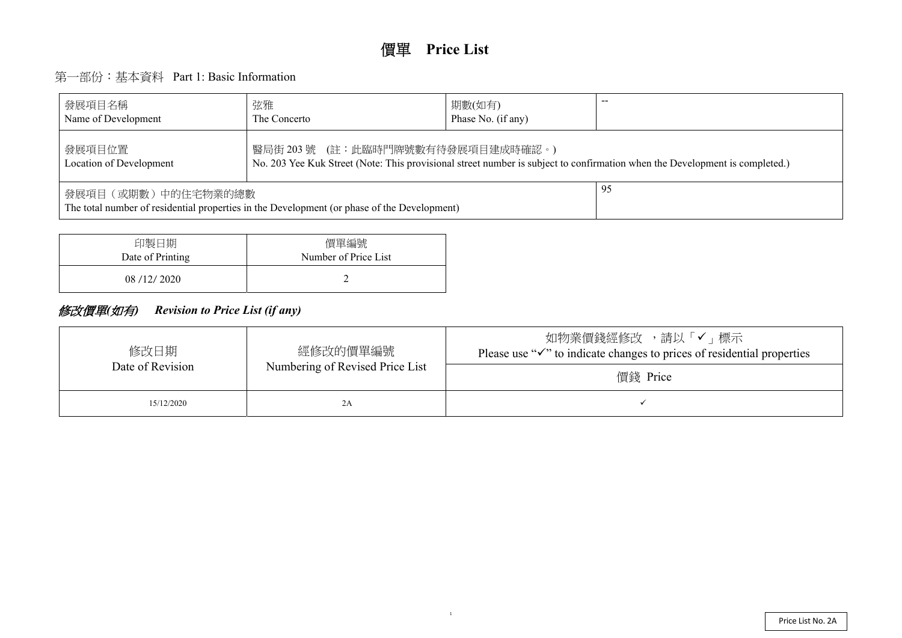# 價單 Price List

## 第一部份：基本資料 Part 1: Basic Information

| 發展項目名稱<br>Name of Development | 弦雅<br>The Concerto | 期數(如有)<br>Phase No. (if any) | -- |
|---|---|---|---|
| 發展項目位置<br>Location of Development | 醫局街 203 號 (註：此臨時門牌號數有待發展項目建成時確認。)<br>No. 203 Yee Kuk Street (Note: This provisional street number is subject to confirmation when the Development is completed.) | | |
| 發展項目（或期數）中的住宅物業的總數<br>The total number of residential properties in the Development (or phase of the Development) | | | 95 |

| 印製日期<br>Date of Printing | 價單編號<br>Number of Price List |
|---|---|
| 08 /12/ 2020 | 2 |

## *修改價單(如有) Revision to Price List (if any)*

| 修改日期<br>Date of Revision | 經修改的價單編號<br>Numbering of Revised Price List | 如物業價錢經修改 ，請以「✓」標示<br>Please use "✓" to indicate changes to prices of residential properties |
|---|---|---|
| | | 價錢 Price |
| 15/12/2020 | 2A | ✓ |

Price List No. 2A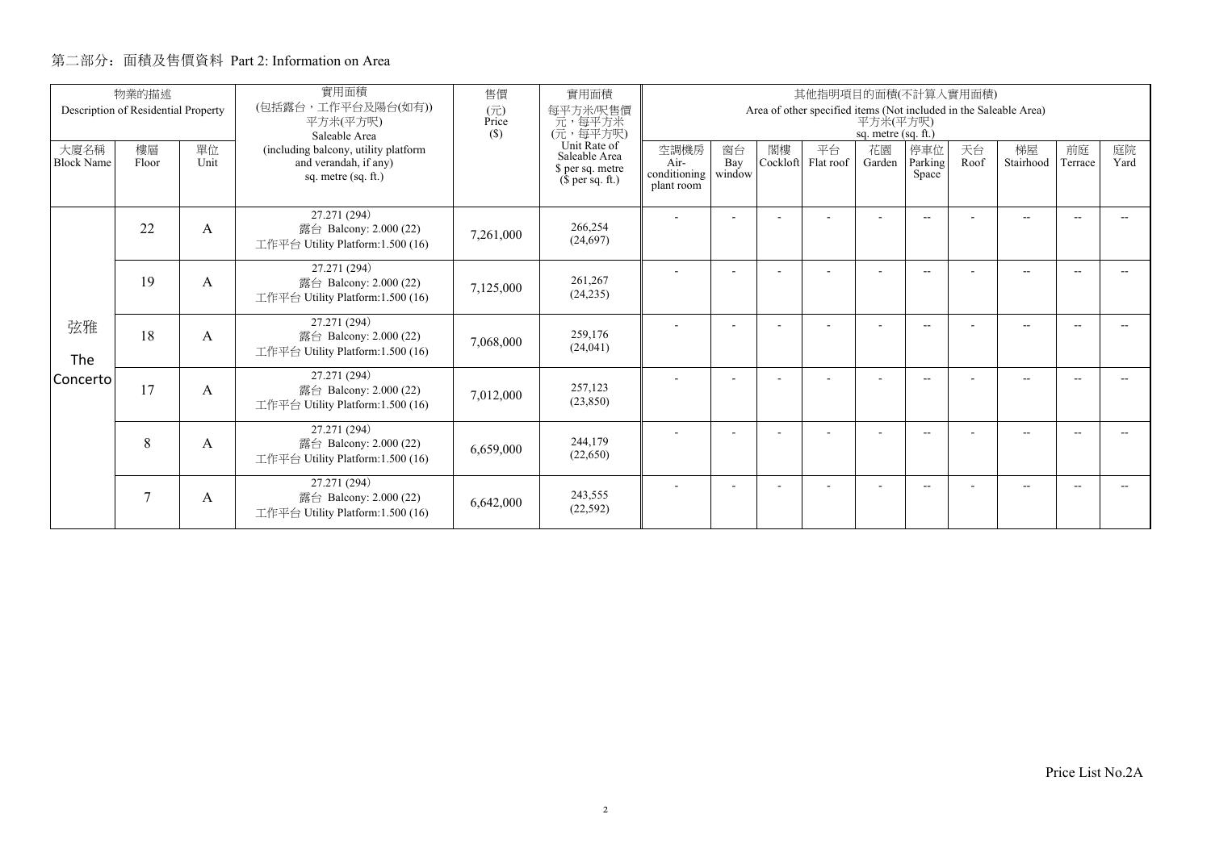## 第二部分：面積及售價資料 Part 2: Information on Area

| 物業的描述 Description of Residential Property | | | 實用面積 (包括露台，工作平台及陽台(如有)) 平方米(平方呎) Saleable Area (including balcony, utility platform and verandah, if any) sq. metre (sq. ft.) | 售價 (元) Price ($) | 實用面積 每平方米/呎售價 元，每平方米 (元，每平方呎) Unit Rate of Saleable Area $ per sq. metre ($ per sq. ft.) | 其他指明項目的面積(不計算入實用面積) Area of other specified items (Not included in the Saleable Area) 平方米(平方呎) sq. metre (sq. ft.) | | | | | | | | | |
|---|---|---|---|---|---|---|---|---|---|---|---|---|---|---|---|
| 大廈名稱 Block Name | 樓層 Floor | 單位 Unit | | | | 空調機房 Air-conditioning plant room | 窗台 Bay window | 閣樓 Cockloft | 平台 Flat roof | 花園 Garden | 停車位 Parking Space | 天台 Roof | 梯屋 Stairhood | 前庭 Terrace | 庭院 Yard |
| 弦雅 The Concerto | 22 | A | 27.271 (294) 露台 Balcony: 2.000 (22) 工作平台 Utility Platform:1.500 (16) | 7,261,000 | 266,254 (24,697) | - | - | - | - | - | -- | - | -- | -- | -- |
| | 19 | A | 27.271 (294) 露台 Balcony: 2.000 (22) 工作平台 Utility Platform:1.500 (16) | 7,125,000 | 261,267 (24,235) | - | - | - | - | - | -- | - | -- | -- | -- |
| | 18 | A | 27.271 (294) 露台 Balcony: 2.000 (22) 工作平台 Utility Platform:1.500 (16) | 7,068,000 | 259,176 (24,041) | - | - | - | - | - | -- | - | -- | -- | -- |
| | 17 | A | 27.271 (294) 露台 Balcony: 2.000 (22) 工作平台 Utility Platform:1.500 (16) | 7,012,000 | 257,123 (23,850) | - | - | - | - | - | -- | - | -- | -- | -- |
| | 8 | A | 27.271 (294) 露台 Balcony: 2.000 (22) 工作平台 Utility Platform:1.500 (16) | 6,659,000 | 244,179 (22,650) | - | - | - | - | - | -- | - | -- | -- | -- |
| | 7 | A | 27.271 (294) 露台 Balcony: 2.000 (22) 工作平台 Utility Platform:1.500 (16) | 6,642,000 | 243,555 (22,592) | - | - | - | - | - | -- | - | -- | -- | -- |

Price List No.2A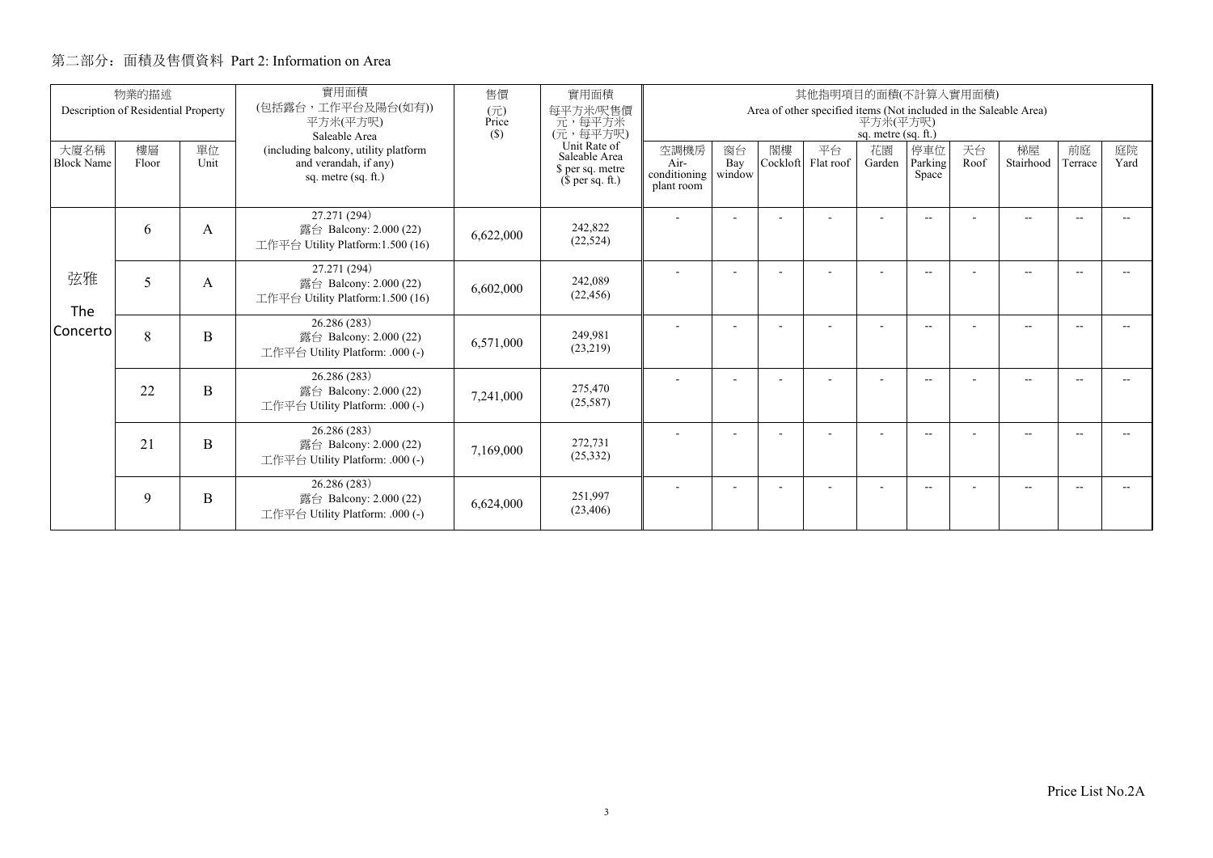## 第二部分：面積及售價資料 Part 2: Information on Area

| 物業的描述 Description of Residential Property | | | 實用面積 (包括露台，工作平台及陽台(如有)) 平方米(平方呎) Saleable Area | 售價 (元) Price ($) | 實用面積 每平方米/呎售價 元，每平方米 (元，每平方呎) | 其他指明項目的面積(不計算入實用面積) Area of other specified items (Not included in the Saleable Area) 平方米(平方呎) sq. metre (sq. ft.) | | | | | | | | | |
|---|---|---|---|---|---|---|---|---|---|---|---|---|---|---|---|
| 大廈名稱 Block Name | 樓層 Floor | 單位 Unit | (including balcony, utility platform and verandah, if any) sq. metre (sq. ft.) | | Unit Rate of Saleable Area $ per sq. metre ($ per sq. ft.) | 空調機房 Air-conditioning plant room | 窗台 Bay window | 閣樓 Cockloft | 平台 Flat roof | 花園 Garden | 停車位 Parking Space | 天台 Roof | 梯屋 Stairhood | 前庭 Terrace | 庭院 Yard |
| 弦雅 The Concerto | 6 | A | 27.271 (294) 露台 Balcony: 2.000 (22) 工作平台 Utility Platform:1.500 (16) | 6,622,000 | 242,822 (22,524) | - | - | - | - | - | -- | - | -- | -- | -- |
| | 5 | A | 27.271 (294) 露台 Balcony: 2.000 (22) 工作平台 Utility Platform:1.500 (16) | 6,602,000 | 242,089 (22,456) | - | - | - | - | - | -- | - | -- | -- | -- |
| | 8 | B | 26.286 (283) 露台 Balcony: 2.000 (22) 工作平台 Utility Platform: .000 (-) | 6,571,000 | 249,981 (23,219) | - | - | - | - | - | -- | - | -- | -- | -- |
| | 22 | B | 26.286 (283) 露台 Balcony: 2.000 (22) 工作平台 Utility Platform: .000 (-) | 7,241,000 | 275,470 (25,587) | - | - | - | - | - | -- | - | -- | -- | -- |
| | 21 | B | 26.286 (283) 露台 Balcony: 2.000 (22) 工作平台 Utility Platform: .000 (-) | 7,169,000 | 272,731 (25,332) | - | - | - | - | - | -- | - | -- | -- | -- |
| | 9 | B | 26.286 (283) 露台 Balcony: 2.000 (22) 工作平台 Utility Platform: .000 (-) | 6,624,000 | 251,997 (23,406) | - | - | - | - | - | -- | - | -- | -- | -- |

Price List No.2A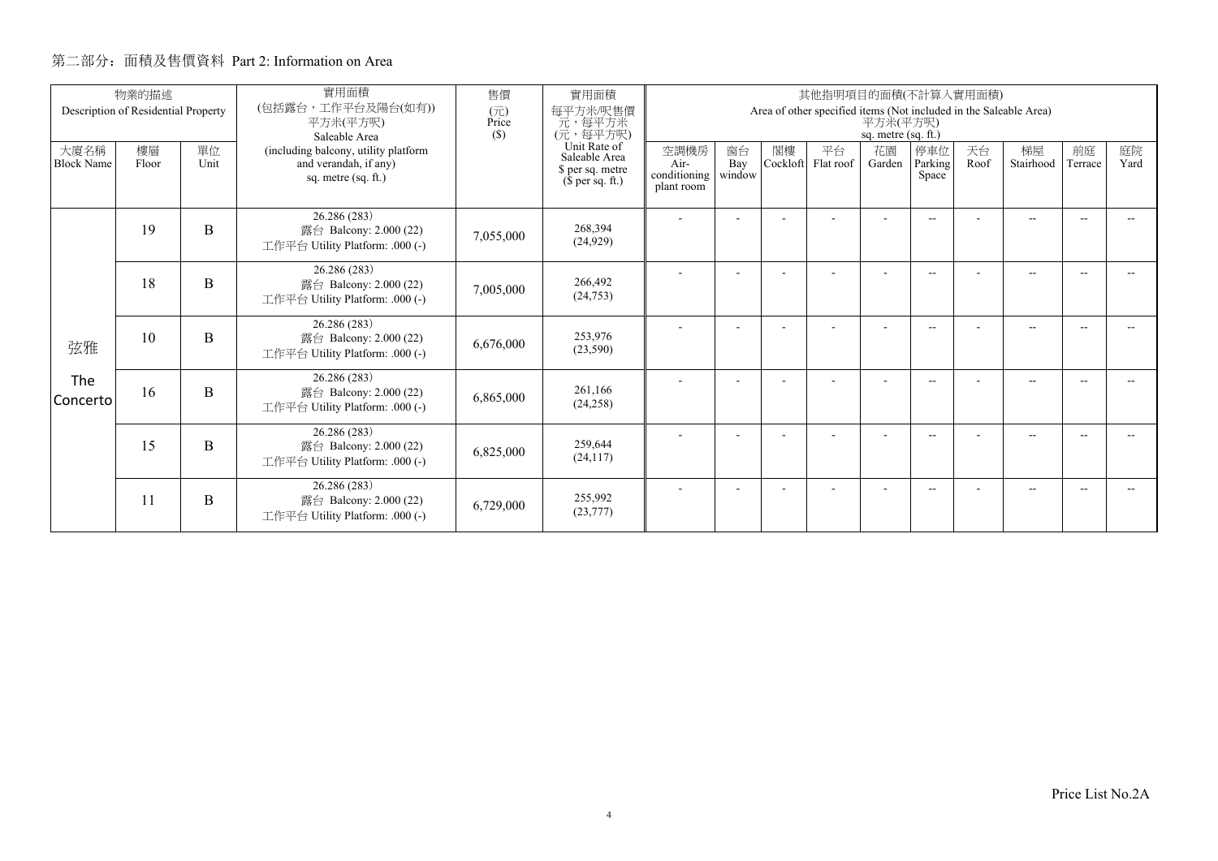## 第二部分：面積及售價資料 Part 2: Information on Area

| 物業的描述 Description of Residential Property | | | 實用面積 (包括露台，工作平台及陽台(如有)) 平方米(平方呎) Saleable Area | 售價 (元) Price ($) | 實用面積 每平方米/呎售價 元，每平方米 (元，每平方呎) Unit Rate of Saleable Area $ per sq. metre ($ per sq. ft.) | 其他指明項目的面積(不計算入實用面積) Area of other specified items (Not included in the Saleable Area) 平方米(平方呎) sq. metre (sq. ft.) | | | | | | | | | |
|---|---|---|---|---|---|---|---|---|---|---|---|---|---|---|---|
| 大廈名稱 Block Name | 樓層 Floor | 單位 Unit | (including balcony, utility platform and verandah, if any) sq. metre (sq. ft.) | | | 空調機房 Air-conditioning plant room | 窗台 Bay window | 閣樓 Cockloft | 平台 Flat roof | 花園 Garden | 停車位 Parking Space | 天台 Roof | 梯屋 Stairhood | 前庭 Terrace | 庭院 Yard |
| 弦雅 The Concerto | 19 | B | 26.286 (283) 露台 Balcony: 2.000 (22) 工作平台 Utility Platform: .000 (-) | 7,055,000 | 268,394 (24,929) | - | - | - | - | - | -- | - | -- | -- | -- |
| | 18 | B | 26.286 (283) 露台 Balcony: 2.000 (22) 工作平台 Utility Platform: .000 (-) | 7,005,000 | 266,492 (24,753) | - | - | - | - | - | -- | - | -- | -- | -- |
| | 10 | B | 26.286 (283) 露台 Balcony: 2.000 (22) 工作平台 Utility Platform: .000 (-) | 6,676,000 | 253,976 (23,590) | - | - | - | - | - | -- | - | -- | -- | -- |
| | 16 | B | 26.286 (283) 露台 Balcony: 2.000 (22) 工作平台 Utility Platform: .000 (-) | 6,865,000 | 261,166 (24,258) | - | - | - | - | - | -- | - | -- | -- | -- |
| | 15 | B | 26.286 (283) 露台 Balcony: 2.000 (22) 工作平台 Utility Platform: .000 (-) | 6,825,000 | 259,644 (24,117) | - | - | - | - | - | -- | - | -- | -- | -- |
| | 11 | B | 26.286 (283) 露台 Balcony: 2.000 (22) 工作平台 Utility Platform: .000 (-) | 6,729,000 | 255,992 (23,777) | - | - | - | - | - | -- | - | -- | -- | -- |

Price List No.2A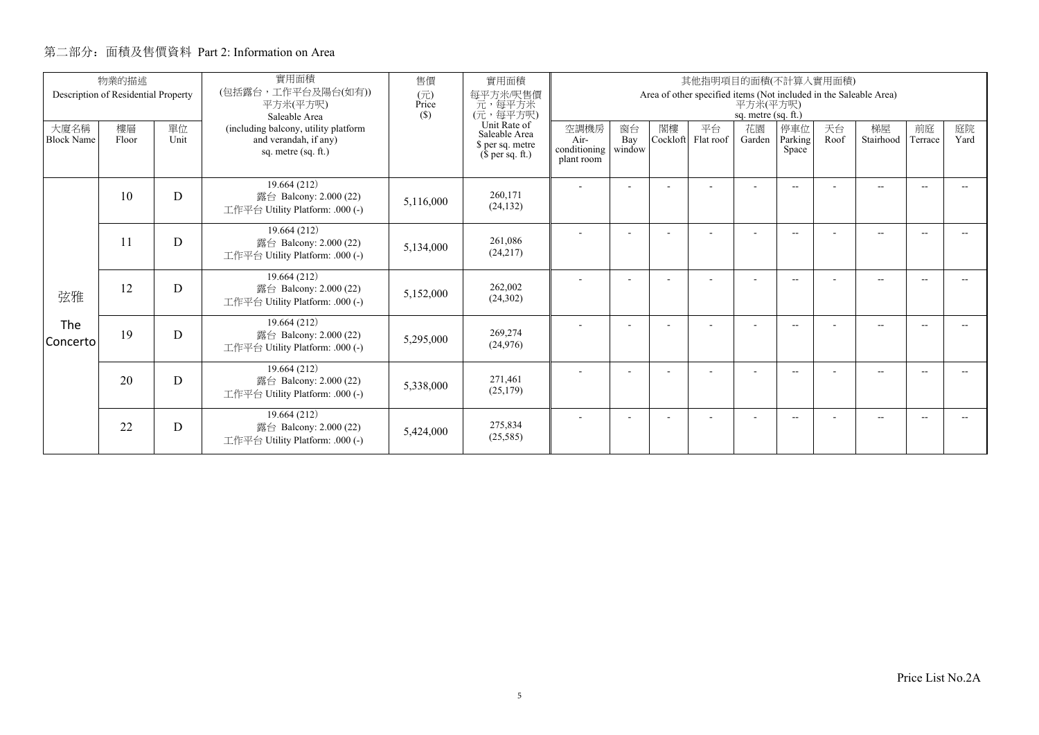# 第二部分：面積及售價資料 Part 2: Information on Area

| 物業的描述 Description of Residential Property | | | 實用面積 (包括露台，工作平台及陽台(如有)) 平方米(平方呎) Saleable Area | 售價 (元) Price ($) | 實用面積 每平方米/呎售價 元，每平方米 (元，每平方呎) | 其他指明項目的面積(不計算入實用面積) Area of other specified items (Not included in the Saleable Area) 平方米(平方呎) sq. metre (sq. ft.) | | | | | | | | | |
|---|---|---|---|---|---|---|---|---|---|---|---|---|---|---|---|
| 大廈名稱 Block Name | 樓層 Floor | 單位 Unit | (including balcony, utility platform and verandah, if any) sq. metre (sq. ft.) | | Unit Rate of Saleable Area $ per sq. metre ($ per sq. ft.) | 空調機房 Air-conditioning plant room | 窗台 Bay window | 閣樓 Cockloft | 平台 Flat roof | 花園 Garden | 停車位 Parking Space | 天台 Roof | 梯屋 Stairhood | 前庭 Terrace | 庭院 Yard |
| 弦雅 The Concerto | 10 | D | 19.664 (212) 露台 Balcony: 2.000 (22) 工作平台 Utility Platform: .000 (-) | 5,116,000 | 260,171 (24,132) | - | - | - | - | - | -- | - | -- | -- | -- |
| | 11 | D | 19.664 (212) 露台 Balcony: 2.000 (22) 工作平台 Utility Platform: .000 (-) | 5,134,000 | 261,086 (24,217) | - | - | - | - | - | -- | - | -- | -- | -- |
| | 12 | D | 19.664 (212) 露台 Balcony: 2.000 (22) 工作平台 Utility Platform: .000 (-) | 5,152,000 | 262,002 (24,302) | - | - | - | - | - | -- | - | -- | -- | -- |
| | 19 | D | 19.664 (212) 露台 Balcony: 2.000 (22) 工作平台 Utility Platform: .000 (-) | 5,295,000 | 269,274 (24,976) | - | - | - | - | - | -- | - | -- | -- | -- |
| | 20 | D | 19.664 (212) 露台 Balcony: 2.000 (22) 工作平台 Utility Platform: .000 (-) | 5,338,000 | 271,461 (25,179) | - | - | - | - | - | -- | - | -- | -- | -- |
| | 22 | D | 19.664 (212) 露台 Balcony: 2.000 (22) 工作平台 Utility Platform: .000 (-) | 5,424,000 | 275,834 (25,585) | - | - | - | - | - | -- | - | -- | -- | -- |

Price List No.2A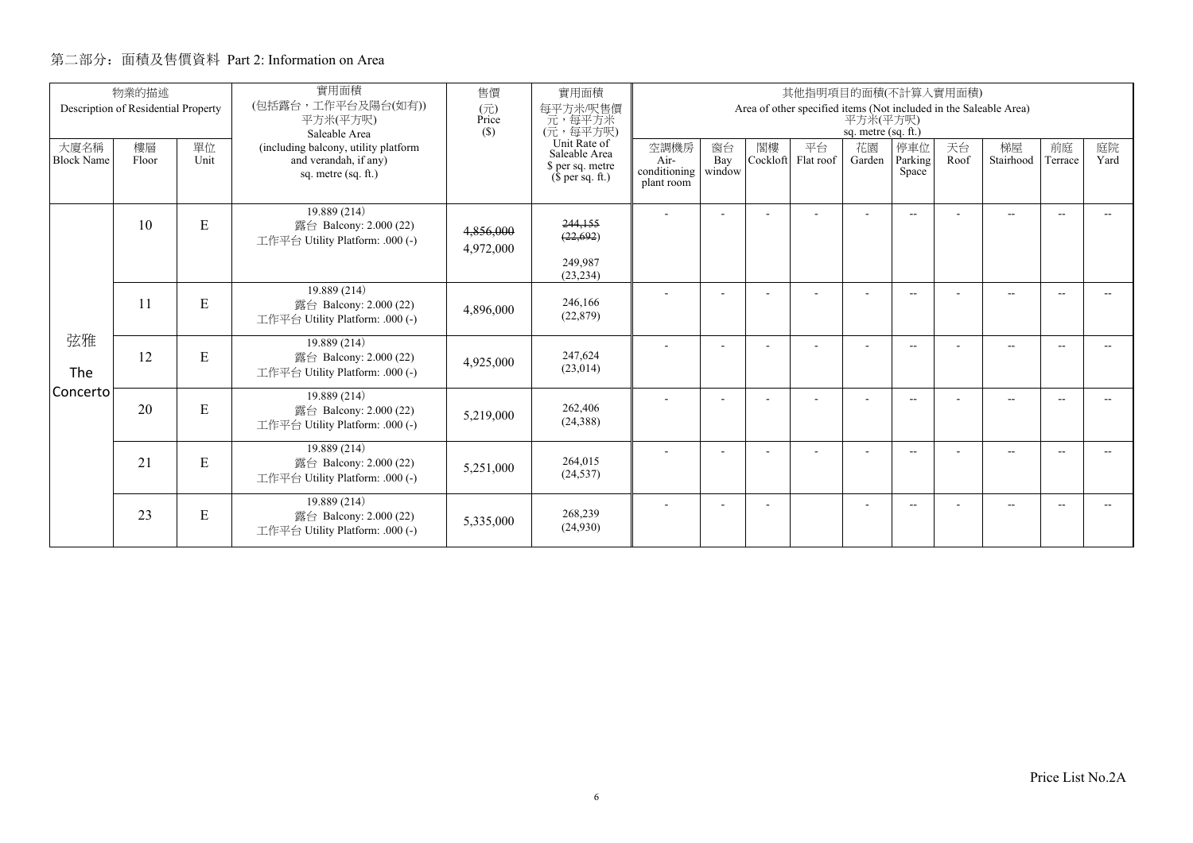## 第二部分：面積及售價資料 Part 2: Information on Area

| 物業的描述 Description of Residential Property | | | 實用面積 (包括露台，工作平台及陽台(如有)) 平方米(平方呎) Saleable Area | 售價 (元) Price ($) | 實用面積 每平方米/呎售價 元，每平方米 (元，每平方呎) Unit Rate of Saleable Area $ per sq. metre ($ per sq. ft.) | 其他指明項目的面積(不計算入實用面積) Area of other specified items (Not included in the Saleable Area) 平方米(平方呎) sq. metre (sq. ft.) | | | | | | | | | |
|---|---|---|---|---|---|---|---|---|---|---|---|---|---|---|---|
| 大廈名稱 Block Name | 樓層 Floor | 單位 Unit | (including balcony, utility platform and verandah, if any) sq. metre (sq. ft.) | | | 空調機房 Air-conditioning plant room | 窗台 Bay window | 閣樓 Cockloft | 平台 Flat roof | 花園 Garden | 停車位 Parking Space | 天台 Roof | 梯屋 Stairhood | 前庭 Terrace | 庭院 Yard |
| 弦雅 The Concerto | 10 | E | 19.889 (214) 露台 Balcony: 2.000 (22) 工作平台 Utility Platform: .000 (-) | ~~4,856,000~~ 4,972,000 | ~~244,155 (22,692)~~ 249,987 (23,234) | - | - | - | - | - | -- | - | -- | -- | -- |
| | 11 | E | 19.889 (214) 露台 Balcony: 2.000 (22) 工作平台 Utility Platform: .000 (-) | 4,896,000 | 246,166 (22,879) | - | - | - | - | - | -- | - | -- | -- | -- |
| | 12 | E | 19.889 (214) 露台 Balcony: 2.000 (22) 工作平台 Utility Platform: .000 (-) | 4,925,000 | 247,624 (23,014) | - | - | - | - | - | -- | - | -- | -- | -- |
| | 20 | E | 19.889 (214) 露台 Balcony: 2.000 (22) 工作平台 Utility Platform: .000 (-) | 5,219,000 | 262,406 (24,388) | - | - | - | - | - | -- | - | -- | -- | -- |
| | 21 | E | 19.889 (214) 露台 Balcony: 2.000 (22) 工作平台 Utility Platform: .000 (-) | 5,251,000 | 264,015 (24,537) | - | - | - | - | - | -- | - | -- | -- | -- |
| | 23 | E | 19.889 (214) 露台 Balcony: 2.000 (22) 工作平台 Utility Platform: .000 (-) | 5,335,000 | 268,239 (24,930) | - | - | - | | - | -- | - | -- | -- | -- |

Price List No.2A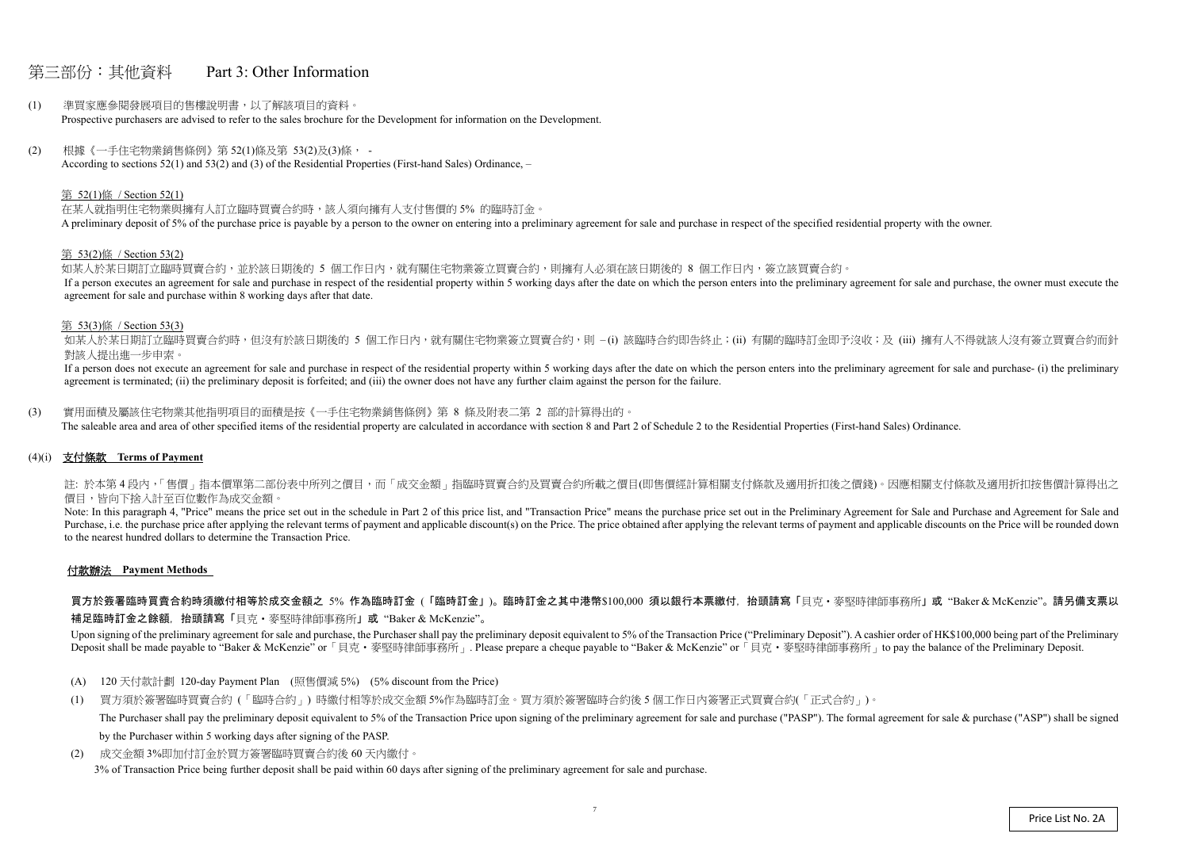# 第三部份：其他資料　　Part 3: Other Information

(1) 準買家應參閱發展項目的售樓說明書，以了解該項目的資料。
Prospective purchasers are advised to refer to the sales brochure for the Development for information on the Development.

(2) 根據《一手住宅物業銷售條例》第 52(1)條及第 53(2)及(3)條， -
According to sections 52(1) and 53(2) and (3) of the Residential Properties (First-hand Sales) Ordinance, –

第 52(1)條 / Section 52(1)

在某人就指明住宅物業與擁有人訂立臨時買賣合約時，該人須向擁有人支付售價的 5% 的臨時訂金。
A preliminary deposit of 5% of the purchase price is payable by a person to the owner on entering into a preliminary agreement for sale and purchase in respect of the specified residential property with the owner.

第 53(2)條 / Section 53(2)

如某人於某日期訂立臨時買賣合約，並於該日期後的 5 個工作日內，就有關住宅物業簽立買賣合約，則擁有人必須在該日期後的 8 個工作日內，簽立該買賣合約。
If a person executes an agreement for sale and purchase in respect of the residential property within 5 working days after the date on which the person enters into the preliminary agreement for sale and purchase, the owner must execute the agreement for sale and purchase within 8 working days after that date.

第 53(3)條 / Section 53(3)

如某人於某日期訂立臨時買賣合約時，但沒有於該日期後的 5 個工作日內，就有關住宅物業簽立買賣合約，則 –(i) 該臨時合約即告終止；(ii) 有關的臨時訂金即予沒收；及 (iii) 擁有人不得就該人沒有簽立買賣合約而針對該人提出進一步申索。
If a person does not execute an agreement for sale and purchase in respect of the residential property within 5 working days after the date on which the person enters into the preliminary agreement for sale and purchase- (i) the preliminary agreement is terminated; (ii) the preliminary deposit is forfeited; and (iii) the owner does not have any further claim against the person for the failure.

(3) 實用面積及屬該住宅物業其他指明項目的面積是按《一手住宅物業銷售條例》第 8 條及附表二第 2 部的計算得出的。
The saleable area and area of other specified items of the residential property are calculated in accordance with section 8 and Part 2 of Schedule 2 to the Residential Properties (First-hand Sales) Ordinance.

(4)(i) **支付條款 Terms of Payment**

註: 於本第 4 段內,「售價」指本價單第二部份表中所列之價目，而「成交金額」指臨時買賣合約及買賣合約所載之價目(即售價經計算相關支付條款及適用折扣後之價錢)。因應相關支付條款及適用折扣按售價計算得出之價目，皆向下捨入計至百位數作為成交金額。
Note: In this paragraph 4, "Price" means the price set out in the schedule in Part 2 of this price list, and "Transaction Price" means the purchase price set out in the Preliminary Agreement for Sale and Purchase and Agreement for Sale and Purchase, i.e. the purchase price after applying the relevant terms of payment and applicable discount(s) on the Price. The price obtained after applying the relevant terms of payment and applicable discounts on the Price will be rounded down to the nearest hundred dollars to determine the Transaction Price.

**付款辦法 Payment Methods**

**買方於簽署臨時買賣合約時須繳付相等於成交金額之 5% 作為臨時訂金（「臨時訂金」)。臨時訂金之其中港幣$100,000 須以銀行本票繳付，抬頭請寫「貝克・麥堅時律師事務所」或 "Baker & McKenzie"。請另備支票以補足臨時訂金之餘額，抬頭請寫「貝克・麥堅時律師事務所」或 "Baker & McKenzie"。**

Upon signing of the preliminary agreement for sale and purchase, the Purchaser shall pay the preliminary deposit equivalent to 5% of the Transaction Price ("Preliminary Deposit"). A cashier order of HK$100,000 being part of the Preliminary Deposit shall be made payable to "Baker & McKenzie" or「貝克・麥堅時律師事務所」. Please prepare a cheque payable to "Baker & McKenzie" or「貝克・麥堅時律師事務所」to pay the balance of the Preliminary Deposit.

(A) 120 天付款計劃 120-day Payment Plan (照售價減 5%) (5% discount from the Price)

(1) 買方須於簽署臨時買賣合約（「臨時合約」）時繳付相等於成交金額 5%作為臨時訂金。買方須於簽署臨時合約後 5 個工作日內簽署正式買賣合約(「正式合約」)。
The Purchaser shall pay the preliminary deposit equivalent to 5% of the Transaction Price upon signing of the preliminary agreement for sale and purchase ("PASP"). The formal agreement for sale & purchase ("ASP") shall be signed by the Purchaser within 5 working days after signing of the PASP.

(2) 成交金額 3%即加付訂金於買方簽署臨時買賣合約後 60 天內繳付。
3% of Transaction Price being further deposit shall be paid within 60 days after signing of the preliminary agreement for sale and purchase.

Price List No. 2A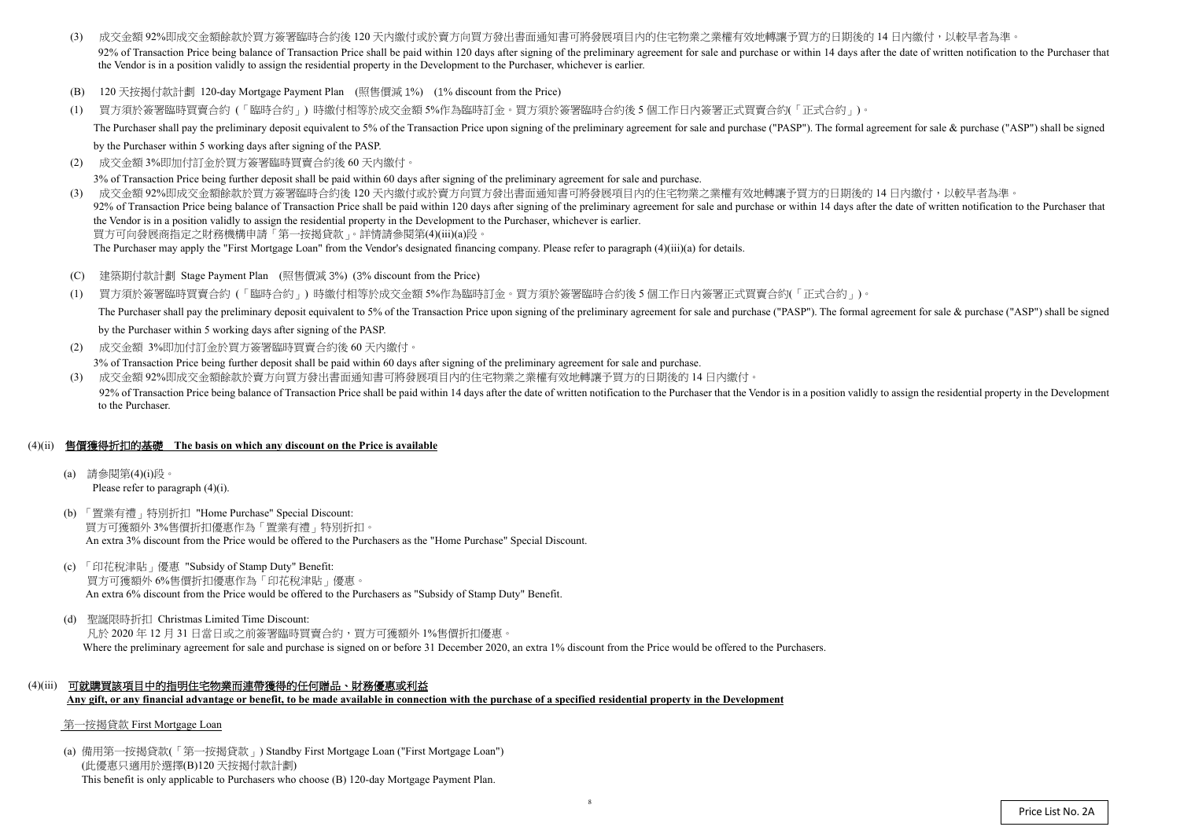(3) 成交金額 92%即成交金額餘款於買方簽署臨時合約後 120 天內繳付或於賣方向買方發出書面通知書可將發展項目內的住宅物業之業權有效地轉讓予買方的日期後的 14 日內繳付，以較早者為準。
92% of Transaction Price being balance of Transaction Price shall be paid within 120 days after signing of the preliminary agreement for sale and purchase or within 14 days after the date of written notification to the Purchaser that the Vendor is in a position validly to assign the residential property in the Development to the Purchaser, whichever is earlier.

(B) 120 天按揭付款計劃 120-day Mortgage Payment Plan (照售價減 1%) (1% discount from the Price)

(1) 買方須於簽署臨時買賣合約（「臨時合約」）時繳付相等於成交金額 5%作為臨時訂金。買方須於簽署臨時合約後 5 個工作日內簽署正式買賣合約(「正式合約」)。
The Purchaser shall pay the preliminary deposit equivalent to 5% of the Transaction Price upon signing of the preliminary agreement for sale and purchase ("PASP"). The formal agreement for sale & purchase ("ASP") shall be signed by the Purchaser within 5 working days after signing of the PASP.

(2) 成交金額 3%即加付訂金於買方簽署臨時買賣合約後 60 天內繳付。
3% of Transaction Price being further deposit shall be paid within 60 days after signing of the preliminary agreement for sale and purchase.

(3) 成交金額 92%即成交金額餘款於買方簽署臨時合約後 120 天內繳付或於賣方向買方發出書面通知書可將發展項目內的住宅物業之業權有效地轉讓予買方的日期後的 14 日內繳付，以較早者為準。
92% of Transaction Price being balance of Transaction Price shall be paid within 120 days after signing of the preliminary agreement for sale and purchase or within 14 days after the date of written notification to the Purchaser that the Vendor is in a position validly to assign the residential property in the Development to the Purchaser, whichever is earlier.
買方可向發展商指定之財務機構申請「第一按揭貸款」。詳情請參閱第(4)(iii)(a)段。
The Purchaser may apply the "First Mortgage Loan" from the Vendor's designated financing company. Please refer to paragraph (4)(iii)(a) for details.

(C) 建築期付款計劃 Stage Payment Plan (照售價減 3%) (3% discount from the Price)

(1) 買方須於簽署臨時買賣合約（「臨時合約」）時繳付相等於成交金額 5%作為臨時訂金。買方須於簽署臨時合約後 5 個工作日內簽署正式買賣合約(「正式合約」)。
The Purchaser shall pay the preliminary deposit equivalent to 5% of the Transaction Price upon signing of the preliminary agreement for sale and purchase ("PASP"). The formal agreement for sale & purchase ("ASP") shall be signed by the Purchaser within 5 working days after signing of the PASP.

(2) 成交金額 3%即加付訂金於買方簽署臨時買賣合約後 60 天內繳付。
3% of Transaction Price being further deposit shall be paid within 60 days after signing of the preliminary agreement for sale and purchase.

(3) 成交金額 92%即成交金額餘款於賣方向買方發出書面通知書可將發展項目內的住宅物業之業權有效地轉讓予買方的日期後的 14 日內繳付。
92% of Transaction Price being balance of Transaction Price shall be paid within 14 days after the date of written notification to the Purchaser that the Vendor is in a position validly to assign the residential property in the Development to the Purchaser.

## (4)(ii) 售價獲得折扣的基礎 The basis on which any discount on the Price is available

(a) 請參閱第(4)(i)段。
Please refer to paragraph (4)(i).

(b) 「置業有禮」特別折扣 "Home Purchase" Special Discount:
買方可獲額外 3%售價折扣優惠作為「置業有禮」特別折扣。
An extra 3% discount from the Price would be offered to the Purchasers as the "Home Purchase" Special Discount.

(c) 「印花稅津貼」優惠 "Subsidy of Stamp Duty" Benefit:
買方可獲額外 6%售價折扣優惠作為「印花稅津貼」優惠。
An extra 6% discount from the Price would be offered to the Purchasers as "Subsidy of Stamp Duty" Benefit.

(d) 聖誕限時折扣 Christmas Limited Time Discount:
凡於 2020 年 12 月 31 日當日或之前簽署臨時買賣合約，買方可獲額外 1%售價折扣優惠。
Where the preliminary agreement for sale and purchase is signed on or before 31 December 2020, an extra 1% discount from the Price would be offered to the Purchasers.

## (4)(iii) 可就購買該項目中的指明住宅物業而連帶獲得的任何贈品、財務優惠或利益 Any gift, or any financial advantage or benefit, to be made available in connection with the purchase of a specified residential property in the Development

第一按揭貸款 First Mortgage Loan

(a) 備用第一按揭貸款(「第一按揭貸款」) Standby First Mortgage Loan ("First Mortgage Loan")
(此優惠只適用於選擇(B)120 天按揭付款計劃)
This benefit is only applicable to Purchasers who choose (B) 120-day Mortgage Payment Plan.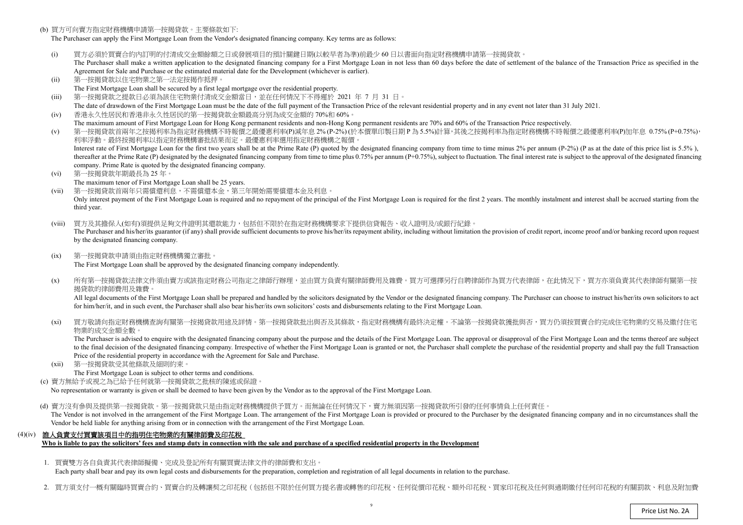(b) 買方可向賣方指定財務機構申請第一按揭貸款。主要條款如下:

The Purchaser can apply the First Mortgage Loan from the Vendor's designated financing company. Key terms are as follows:

(i) 買方必須於買賣合約內訂明的付清成交金額餘額之日或發展項目的預計關鍵日期(以較早者為準)前最少 60 日以書面向指定財務機構申請第一按揭貸款。
The Purchaser shall make a written application to the designated financing company for a First Mortgage Loan in not less than 60 days before the date of settlement of the balance of the Transaction Price as specified in the Agreement for Sale and Purchase or the estimated material date for the Development (whichever is earlier).

(ii) 第一按揭貸款以住宅物業之第一法定按揭作抵押。
The First Mortgage Loan shall be secured by a first legal mortgage over the residential property.

(iii) 第一按揭貸款之提款日必須為該住宅物業付清成交金額當日，並在任何情況下不得遲於 2021 年 7 月 31 日。
The date of drawdown of the First Mortgage Loan must be the date of the full payment of the Transaction Price of the relevant residential property and in any event not later than 31 July 2021.

(iv) 香港永久性居民和香港非永久性居民的第一按揭貸款金額最高分別為成交金額的 70%和 60%。
The maximum amount of First Mortgage Loan for Hong Kong permanent residents and non-Hong Kong permanent residents are 70% and 60% of the Transaction Price respectively.

(v) 第一按揭貸款首兩年之按揭利率為指定財務機構不時報價之最優惠利率(P)減年息 2% (P-2%) (於本價單印製日期 P 為 5.5%)計算，其後之按揭利率為指定財務機構不時報價之最優惠利率(P)加年息 0.75% (P+0.75%)，利率浮動。最終按揭利率以指定財務機構審批結果而定。最優惠利率選用指定財務機構之報價。
Interest rate of First Mortgage Loan for the first two years shall be at the Prime Rate (P) quoted by the designated financing company from time to time minus 2% per annum (P-2%) (P as at the date of this price list is 5.5% ), thereafter at the Prime Rate (P) designated by the designated financing company from time to time plus 0.75% per annum (P+0.75%), subject to fluctuation. The final interest rate is subject to the approval of the designated financing company. Prime Rate is quoted by the designated financing company.

(vi) 第一按揭貸款年期最長為 25 年。
The maximum tenor of First Mortgage Loan shall be 25 years.

(vii) 第一按揭貸款首兩年只需償還利息，不需償還本金，第三年開始需要償還本金及利息。
Only interest payment of the First Mortgage Loan is required and no repayment of the principal of the First Mortgage Loan is required for the first 2 years. The monthly instalment and interest shall be accrued starting from the third year.

(viii) 買方及其擔保人(如有)須提供足夠文件證明其還款能力，包括但不限於在指定財務機構要求下提供信貸報告、收入證明及/或銀行紀錄。
The Purchaser and his/her/its guarantor (if any) shall provide sufficient documents to prove his/her/its repayment ability, including without limitation the provision of credit report, income proof and/or banking record upon request by the designated financing company.

(ix) 第一按揭貸款申請須由指定財務機構獨立審批。
The First Mortgage Loan shall be approved by the designated financing company independently.

(x) 所有第一按揭貸款法律文件須由賣方或該指定財務公司指定之律師行辦理，並由買方負責有關律師費用及雜費。買方可選擇另行自聘律師作為買方代表律師，在此情況下，買方亦須負責其代表律師有關第一按揭貸款的律師費用及雜費。
All legal documents of the First Mortgage Loan shall be prepared and handled by the solicitors designated by the Vendor or the designated financing company. The Purchaser can choose to instruct his/her/its own solicitors to act for him/her/it, and in such event, the Purchaser shall also bear his/her/its own solicitors' costs and disbursements relating to the First Mortgage Loan.

(xi) 買方敬請向指定財務機構查詢有關第一按揭貸款用途及詳情。第一按揭貸款批出與否及其條款，指定財務機構有最終決定權。不論第一按揭貸款獲批與否，買方仍須按買賣合約完成住宅物業的交易及繳付住宅物業的成交金額全數。
The Purchaser is advised to enquire with the designated financing company about the purpose and the details of the First Mortgage Loan. The approval or disapproval of the First Mortgage Loan and the terms thereof are subject to the final decision of the designated financing company. Irrespective of whether the First Mortgage Loan is granted or not, the Purchaser shall complete the purchase of the residential property and shall pay the full Transaction Price of the residential property in accordance with the Agreement for Sale and Purchase.

(xii) 第一按揭貸款受其他條款及細則約束。
The First Mortgage Loan is subject to other terms and conditions.

(c) 賣方無給予或視之為已給予任何就第一按揭貸款之批核的陳述或保證。
No representation or warranty is given or shall be deemed to have been given by the Vendor as to the approval of the First Mortgage Loan.

(d) 賣方沒有參與及提供第一按揭貸款。第一按揭貸款只是由指定財務機構提供予買方。而無論在任何情況下，賣方無須因第一按揭貸款所引發的任何事情負上任何責任。
The Vendor is not involved in the arrangement of the First Mortgage Loan. The arrangement of the First Mortgage Loan is provided or procured to the Purchaser by the designated financing company and in no circumstances shall the Vendor be held liable for anything arising from or in connection with the arrangement of the First Mortgage Loan.

## (4)(iv) 誰人負責支付買賣該項目中的指明住宅物業的有關律師費及印花稅

**Who is liable to pay the solicitors' fees and stamp duty in connection with the sale and purchase of a specified residential property in the Development**

1. 買賣雙方各自負責其代表律師擬備、完成及登記所有有關買賣法律文件的律師費和支出。
Each party shall bear and pay its own legal costs and disbursements for the preparation, completion and registration of all legal documents in relation to the purchase.

2. 買方須支付一概有關臨時買賣合約、買賣合約及轉讓契之印花稅（包括但不限於任何買方提名書或轉售的印花稅、任何從價印花稅、額外印花稅、買家印花稅及任何與過期繳付任何印花稅的有關罰款、利息及附加費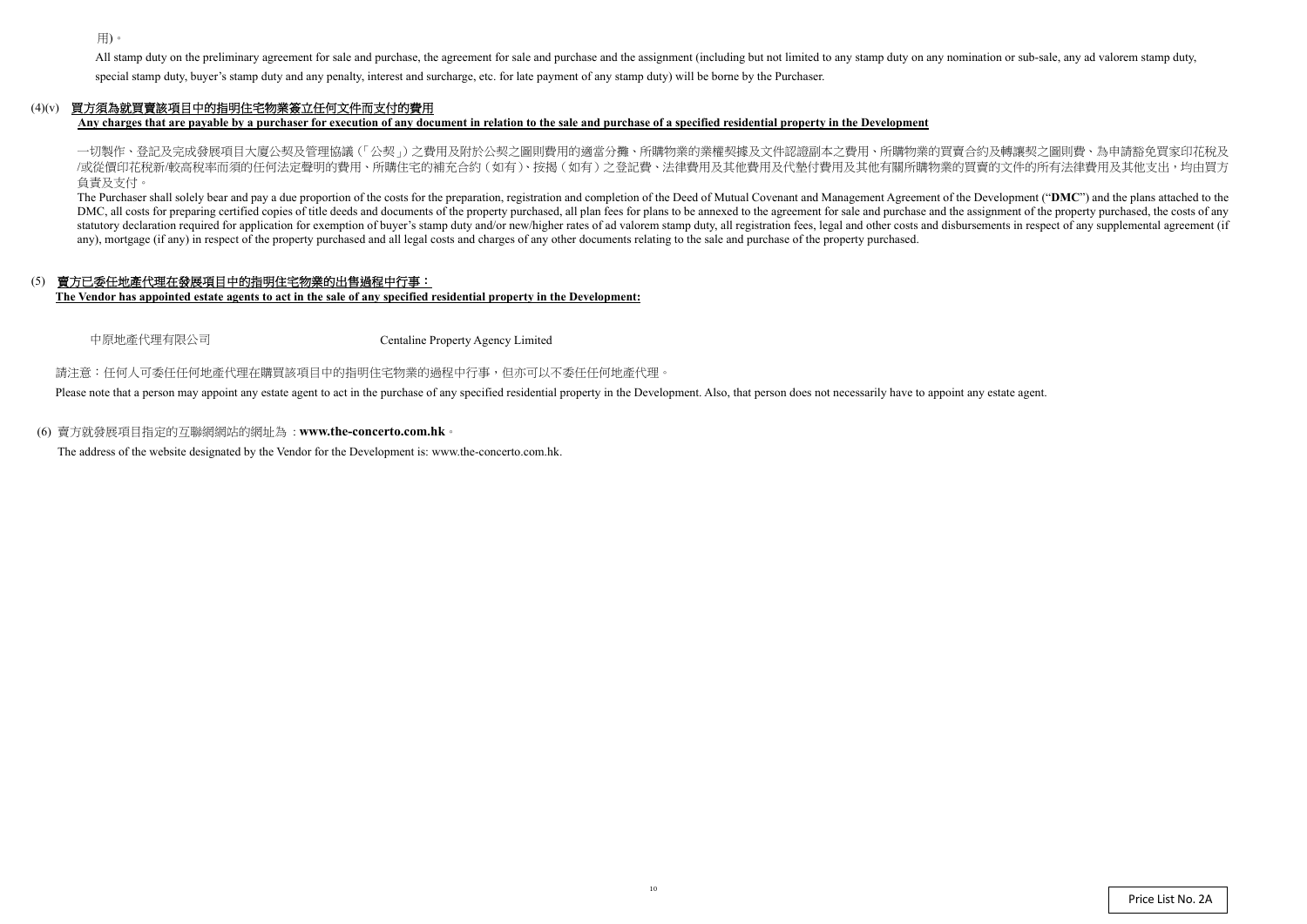用)。

All stamp duty on the preliminary agreement for sale and purchase, the agreement for sale and purchase and the assignment (including but not limited to any stamp duty on any nomination or sub-sale, any ad valorem stamp duty, special stamp duty, buyer's stamp duty and any penalty, interest and surcharge, etc. for late payment of any stamp duty) will be borne by the Purchaser.

(4)(v) <u>買方須為就買賣該項目中的指明住宅物業簽立任何文件而支付的費用</u>

**<u>Any charges that are payable by a purchaser for execution of any document in relation to the sale and purchase of a specified residential property in the Development</u>**

一切製作、登記及完成發展項目大廈公契及管理協議(「公契」)之費用及附於公契之圖則費用的適當分攤、所購物業的業權契據及文件認證副本之費用、所購物業的買賣合約及轉讓契之圖則費、為申請豁免買家印花稅及/或從價印花稅新/較高稅率而須的任何法定聲明的費用、所購住宅的補充合約(如有)、按揭(如有)之登記費、法律費用及其他費用及代墊付費用及其他有關所購物業的買賣的文件的所有法律費用及其他支出,均由買方負責及支付。

The Purchaser shall solely bear and pay a due proportion of the costs for the preparation, registration and completion of the Deed of Mutual Covenant and Management Agreement of the Development ("**DMC**") and the plans attached to the DMC, all costs for preparing certified copies of title deeds and documents of the property purchased, all plan fees for plans to be annexed to the agreement for sale and purchase and the assignment of the property purchased, the costs of any statutory declaration required for application for exemption of buyer's stamp duty and/or new/higher rates of ad valorem stamp duty, all registration fees, legal and other costs and disbursements in respect of any supplemental agreement (if any), mortgage (if any) in respect of the property purchased and all legal costs and charges of any other documents relating to the sale and purchase of the property purchased.

(5) <u>賣方已委任地產代理在發展項目中的指明住宅物業的出售過程中行事:</u>

**<u>The Vendor has appointed estate agents to act in the sale of any specified residential property in the Development:</u>**

中原地產代理有限公司 Centaline Property Agency Limited

請注意:任何人可委任任何地產代理在購買該項目中的指明住宅物業的過程中行事,但亦可以不委任任何地產代理。

Please note that a person may appoint any estate agent to act in the purchase of any specified residential property in the Development. Also, that person does not necessarily have to appoint any estate agent.

(6) 賣方就發展項目指定的互聯網網站的網址為 : **www.the-concerto.com.hk**。

The address of the website designated by the Vendor for the Development is: www.the-concerto.com.hk.

Price List No. 2A